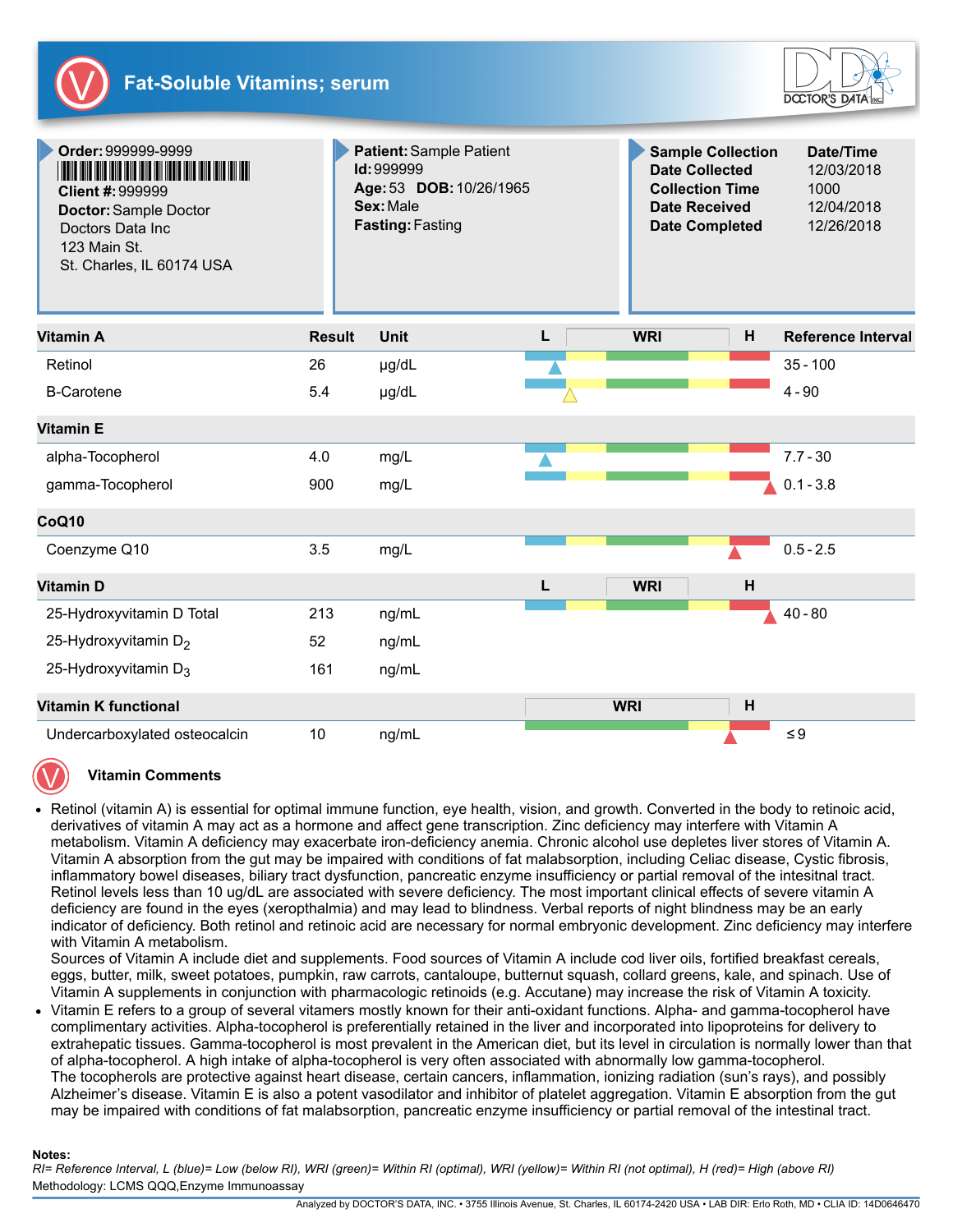# Fat-Soluble Vitamins; serum

DOCTOR'S DATA INC

**Order:** 999999-9999
**Client #:** 999999
**Doctor:** Sample Doctor
Doctors Data Inc
123 Main St.
St. Charles, IL 60174 USA

**Patient:** Sample Patient
**Id:** 999999
**Age:** 53 **DOB:** 10/26/1965
**Sex:** Male
**Fasting:** Fasting

| Sample Collection | Date/Time |
|---|---|
| Date Collected | 12/03/2018 |
| Collection Time | 1000 |
| Date Received | 12/04/2018 |
| Date Completed | 12/26/2018 |

| Vitamin A | Result | Unit | L | WRI | H | Reference Interval |
|---|---|---|---|---|---|---|
| Retinol | 26 | µg/dL | ▲ | | | 35 - 100 |
| B-Carotene | 5.4 | µg/dL | | ▲ | | 4 - 90 |
| **Vitamin E** | | | | | | |
| alpha-Tocopherol | 4.0 | mg/L | ▲ | | | 7.7 - 30 |
| gamma-Tocopherol | 900 | mg/L | | | ▲ | 0.1 - 3.8 |
| **CoQ10** | | | | | | |
| Coenzyme Q10 | 3.5 | mg/L | | | ▲ | 0.5 - 2.5 |
| **Vitamin D** | | | **L** | **WRI** | **H** | |
| 25-Hydroxyvitamin D Total | 213 | ng/mL | | | ▲ | 40 - 80 |
| 25-Hydroxyvitamin $D_2$ | 52 | ng/mL | | | | |
| 25-Hydroxyvitamin $D_3$ | 161 | ng/mL | | | | |
| **Vitamin K functional** | | | | **WRI** | **H** | |
| Undercarboxylated osteocalcin | 10 | ng/mL | | | ▲ | ≤ 9 |

## Vitamin Comments

- Retinol (vitamin A) is essential for optimal immune function, eye health, vision, and growth. Converted in the body to retinoic acid, derivatives of vitamin A may act as a hormone and affect gene transcription. Zinc deficiency may interfere with Vitamin A metabolism. Vitamin A deficiency may exacerbate iron-deficiency anemia. Chronic alcohol use depletes liver stores of Vitamin A. Vitamin A absorption from the gut may be impaired with conditions of fat malabsorption, including Celiac disease, Cystic fibrosis, inflammatory bowel diseases, biliary tract dysfunction, pancreatic enzyme insufficiency or partial removal of the intesitnal tract. Retinol levels less than 10 ug/dL are associated with severe deficiency. The most important clinical effects of severe vitamin A deficiency are found in the eyes (xeropthalmia) and may lead to blindness. Verbal reports of night blindness may be an early indicator of deficiency. Both retinol and retinoic acid are necessary for normal embryonic development. Zinc deficiency may interfere with Vitamin A metabolism.
  Sources of Vitamin A include diet and supplements. Food sources of Vitamin A include cod liver oils, fortified breakfast cereals, eggs, butter, milk, sweet potatoes, pumpkin, raw carrots, cantaloupe, butternut squash, collard greens, kale, and spinach. Use of Vitamin A supplements in conjunction with pharmacologic retinoids (e.g. Accutane) may increase the risk of Vitamin A toxicity.
- Vitamin E refers to a group of several vitamers mostly known for their anti-oxidant functions. Alpha- and gamma-tocopherol have complimentary activities. Alpha-tocopherol is preferentially retained in the liver and incorporated into lipoproteins for delivery to extrahepatic tissues. Gamma-tocopherol is most prevalent in the American diet, but its level in circulation is normally lower than that of alpha-tocopherol. A high intake of alpha-tocopherol is very often associated with abnormally low gamma-tocopherol.
  The tocopherols are protective against heart disease, certain cancers, inflammation, ionizing radiation (sun's rays), and possibly Alzheimer's disease. Vitamin E is also a potent vasodilator and inhibitor of platelet aggregation. Vitamin E absorption from the gut may be impaired with conditions of fat malabsorption, pancreatic enzyme insufficiency or partial removal of the intestinal tract.

**Notes:**
*RI= Reference Interval, L (blue)= Low (below RI), WRI (green)= Within RI (optimal), WRI (yellow)= Within RI (not optimal), H (red)= High (above RI)*
Methodology: LCMS QQQ,Enzyme Immunoassay

Analyzed by DOCTOR'S DATA, INC. • 3755 Illinois Avenue, St. Charles, IL 60174-2420 USA • LAB DIR: Erlo Roth, MD • CLIA ID: 14D0646470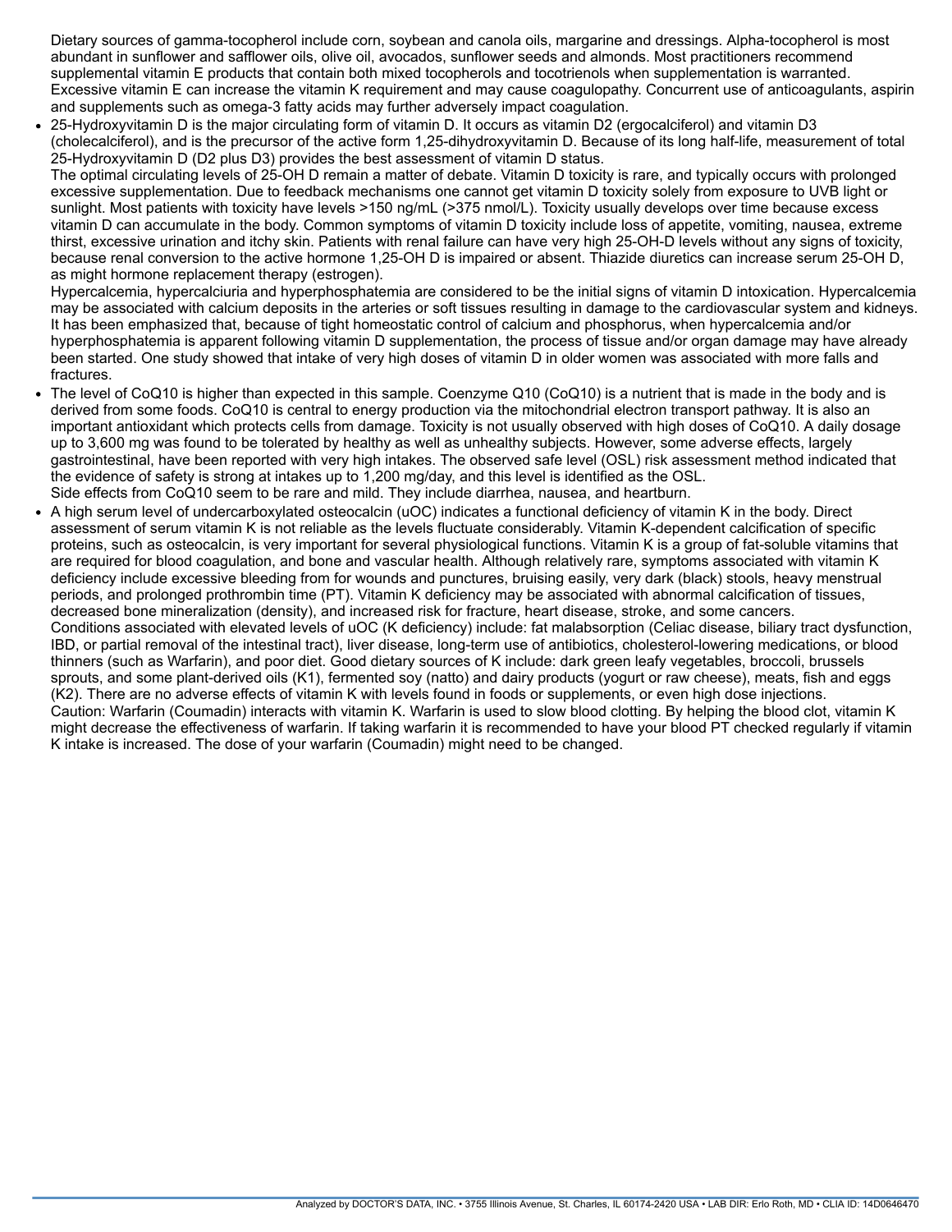Dietary sources of gamma-tocopherol include corn, soybean and canola oils, margarine and dressings. Alpha-tocopherol is most abundant in sunflower and safflower oils, olive oil, avocados, sunflower seeds and almonds. Most practitioners recommend supplemental vitamin E products that contain both mixed tocopherols and tocotrienols when supplementation is warranted. Excessive vitamin E can increase the vitamin K requirement and may cause coagulopathy. Concurrent use of anticoagulants, aspirin and supplements such as omega-3 fatty acids may further adversely impact coagulation.

- 25-Hydroxyvitamin D is the major circulating form of vitamin D. It occurs as vitamin D2 (ergocalciferol) and vitamin D3 (cholecalciferol), and is the precursor of the active form 1,25-dihydroxyvitamin D. Because of its long half-life, measurement of total 25-Hydroxyvitamin D (D2 plus D3) provides the best assessment of vitamin D status.
  The optimal circulating levels of 25-OH D remain a matter of debate. Vitamin D toxicity is rare, and typically occurs with prolonged excessive supplementation. Due to feedback mechanisms one cannot get vitamin D toxicity solely from exposure to UVB light or sunlight. Most patients with toxicity have levels >150 ng/mL (>375 nmol/L). Toxicity usually develops over time because excess vitamin D can accumulate in the body. Common symptoms of vitamin D toxicity include loss of appetite, vomiting, nausea, extreme thirst, excessive urination and itchy skin. Patients with renal failure can have very high 25-OH-D levels without any signs of toxicity, because renal conversion to the active hormone 1,25-OH D is impaired or absent. Thiazide diuretics can increase serum 25-OH D, as might hormone replacement therapy (estrogen).
  Hypercalcemia, hypercalciuria and hyperphosphatemia are considered to be the initial signs of vitamin D intoxication. Hypercalcemia may be associated with calcium deposits in the arteries or soft tissues resulting in damage to the cardiovascular system and kidneys. It has been emphasized that, because of tight homeostatic control of calcium and phosphorus, when hypercalcemia and/or hyperphosphatemia is apparent following vitamin D supplementation, the process of tissue and/or organ damage may have already been started. One study showed that intake of very high doses of vitamin D in older women was associated with more falls and fractures.
- The level of CoQ10 is higher than expected in this sample. Coenzyme Q10 (CoQ10) is a nutrient that is made in the body and is derived from some foods. CoQ10 is central to energy production via the mitochondrial electron transport pathway. It is also an important antioxidant which protects cells from damage. Toxicity is not usually observed with high doses of CoQ10. A daily dosage up to 3,600 mg was found to be tolerated by healthy as well as unhealthy subjects. However, some adverse effects, largely gastrointestinal, have been reported with very high intakes. The observed safe level (OSL) risk assessment method indicated that the evidence of safety is strong at intakes up to 1,200 mg/day, and this level is identified as the OSL.
  Side effects from CoQ10 seem to be rare and mild. They include diarrhea, nausea, and heartburn.
- A high serum level of undercarboxylated osteocalcin (uOC) indicates a functional deficiency of vitamin K in the body. Direct assessment of serum vitamin K is not reliable as the levels fluctuate considerably. Vitamin K-dependent calcification of specific proteins, such as osteocalcin, is very important for several physiological functions. Vitamin K is a group of fat-soluble vitamins that are required for blood coagulation, and bone and vascular health. Although relatively rare, symptoms associated with vitamin K deficiency include excessive bleeding from for wounds and punctures, bruising easily, very dark (black) stools, heavy menstrual periods, and prolonged prothrombin time (PT). Vitamin K deficiency may be associated with abnormal calcification of tissues, decreased bone mineralization (density), and increased risk for fracture, heart disease, stroke, and some cancers.
  Conditions associated with elevated levels of uOC (K deficiency) include: fat malabsorption (Celiac disease, biliary tract dysfunction, IBD, or partial removal of the intestinal tract), liver disease, long-term use of antibiotics, cholesterol-lowering medications, or blood thinners (such as Warfarin), and poor diet. Good dietary sources of K include: dark green leafy vegetables, broccoli, brussels sprouts, and some plant-derived oils (K1), fermented soy (natto) and dairy products (yogurt or raw cheese), meats, fish and eggs (K2). There are no adverse effects of vitamin K with levels found in foods or supplements, or even high dose injections.
  Caution: Warfarin (Coumadin) interacts with vitamin K. Warfarin is used to slow blood clotting. By helping the blood clot, vitamin K might decrease the effectiveness of warfarin. If taking warfarin it is recommended to have your blood PT checked regularly if vitamin K intake is increased. The dose of your warfarin (Coumadin) might need to be changed.